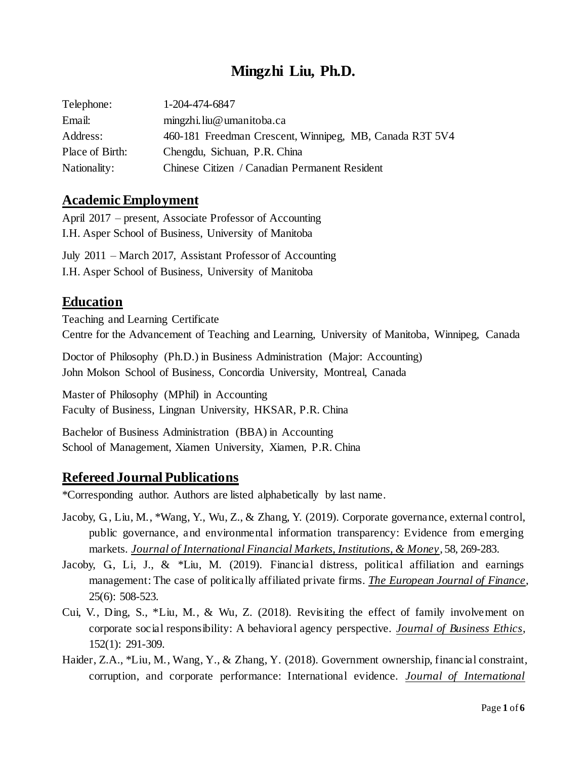# Mingzhi Liu, Ph.D.

| | |
|---|---|
| Telephone: | 1-204-474-6847 |
| Email: | mingzhi.liu@umanitoba.ca |
| Address: | 460-181 Freedman Crescent, Winnipeg, MB, Canada R3T 5V4 |
| Place of Birth: | Chengdu, Sichuan, P.R. China |
| Nationality: | Chinese Citizen / Canadian Permanent Resident |

## Academic Employment

April 2017 – present, Associate Professor of Accounting
I.H. Asper School of Business, University of Manitoba

July 2011 – March 2017, Assistant Professor of Accounting
I.H. Asper School of Business, University of Manitoba

## Education

Teaching and Learning Certificate
Centre for the Advancement of Teaching and Learning, University of Manitoba, Winnipeg, Canada

Doctor of Philosophy (Ph.D.) in Business Administration (Major: Accounting)
John Molson School of Business, Concordia University, Montreal, Canada

Master of Philosophy (MPhil) in Accounting
Faculty of Business, Lingnan University, HKSAR, P.R. China

Bachelor of Business Administration (BBA) in Accounting
School of Management, Xiamen University, Xiamen, P.R. China

## Refereed Journal Publications

*Corresponding author. Authors are listed alphabetically by last name.

Jacoby, G., Liu, M., *Wang, Y., Wu, Z., & Zhang, Y. (2019). Corporate governance, external control, public governance, and environmental information transparency: Evidence from emerging markets. ***Journal of International Financial Markets, Institutions, & Money***, 58, 269-283.

Jacoby, G., Li, J., & *Liu, M. (2019). Financial distress, political affiliation and earnings management: The case of politically affiliated private firms. ***The European Journal of Finance***, 25(6): 508-523.

Cui, V., Ding, S., *Liu, M., & Wu, Z. (2018). Revisiting the effect of family involvement on corporate social responsibility: A behavioral agency perspective. ***Journal of Business Ethics***, 152(1): 291-309.

Haider, Z.A., *Liu, M., Wang, Y., & Zhang, Y. (2018). Government ownership, financial constraint, corruption, and corporate performance: International evidence. ***Journal of International***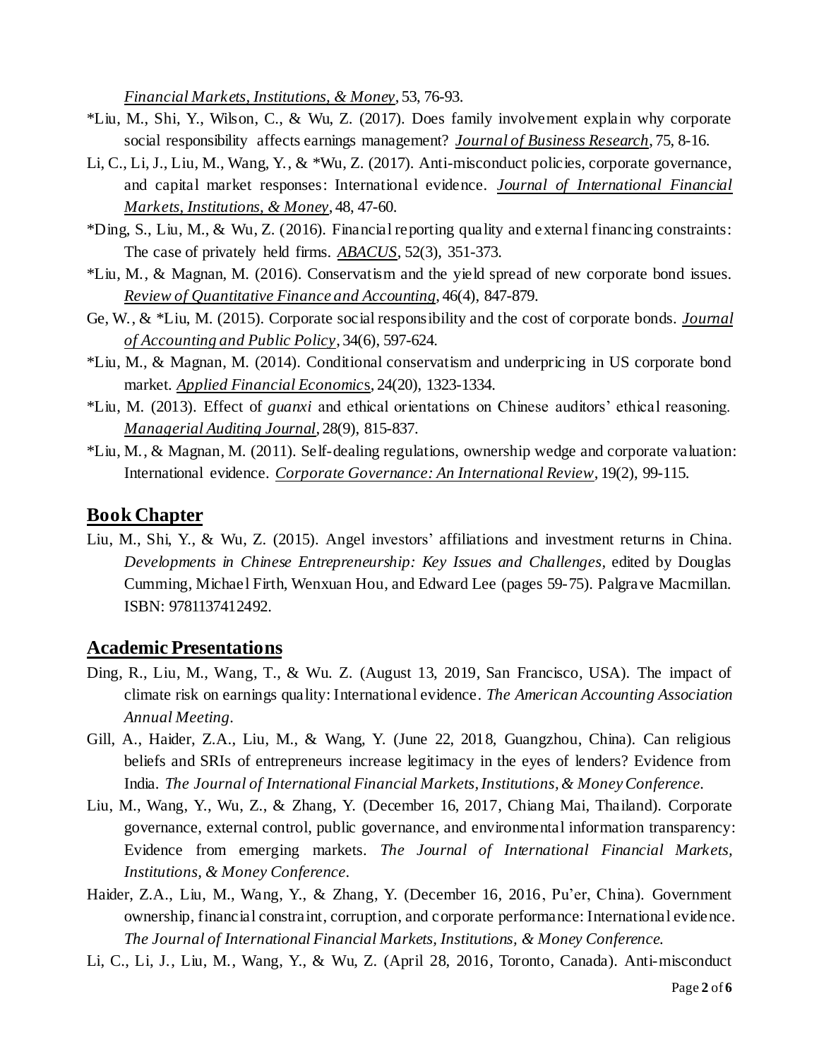*Financial Markets, Institutions, & Money*, 53, 76-93.

*Liu, M., Shi, Y., Wilson, C., & Wu, Z. (2017). Does family involvement explain why corporate social responsibility affects earnings management? *Journal of Business Research*, 75, 8-16.

Li, C., Li, J., Liu, M., Wang, Y., & *Wu, Z. (2017). Anti-misconduct policies, corporate governance, and capital market responses: International evidence. *Journal of International Financial Markets, Institutions, & Money*, 48, 47-60.

*Ding, S., Liu, M., & Wu, Z. (2016). Financial reporting quality and external financing constraints: The case of privately held firms. *ABACUS*, 52(3), 351-373.

*Liu, M., & Magnan, M. (2016). Conservatism and the yield spread of new corporate bond issues. *Review of Quantitative Finance and Accounting*, 46(4), 847-879.

Ge, W., & *Liu, M. (2015). Corporate social responsibility and the cost of corporate bonds. *Journal of Accounting and Public Policy*, 34(6), 597-624.

*Liu, M., & Magnan, M. (2014). Conditional conservatism and underpricing in US corporate bond market. *Applied Financial Economics*, 24(20), 1323-1334.

*Liu, M. (2013). Effect of *guanxi* and ethical orientations on Chinese auditors' ethical reasoning. *Managerial Auditing Journal*, 28(9), 815-837.

*Liu, M., & Magnan, M. (2011). Self-dealing regulations, ownership wedge and corporate valuation: International evidence. *Corporate Governance: An International Review*, 19(2), 99-115.

## Book Chapter

Liu, M., Shi, Y., & Wu, Z. (2015). Angel investors' affiliations and investment returns in China. *Developments in Chinese Entrepreneurship: Key Issues and Challenges*, edited by Douglas Cumming, Michael Firth, Wenxuan Hou, and Edward Lee (pages 59-75). Palgrave Macmillan. ISBN: 9781137412492.

## Academic Presentations

Ding, R., Liu, M., Wang, T., & Wu. Z. (August 13, 2019, San Francisco, USA). The impact of climate risk on earnings quality: International evidence. *The American Accounting Association Annual Meeting*.

Gill, A., Haider, Z.A., Liu, M., & Wang, Y. (June 22, 2018, Guangzhou, China). Can religious beliefs and SRIs of entrepreneurs increase legitimacy in the eyes of lenders? Evidence from India. *The Journal of International Financial Markets, Institutions, & Money Conference*.

Liu, M., Wang, Y., Wu, Z., & Zhang, Y. (December 16, 2017, Chiang Mai, Thailand). Corporate governance, external control, public governance, and environmental information transparency: Evidence from emerging markets. *The Journal of International Financial Markets, Institutions, & Money Conference*.

Haider, Z.A., Liu, M., Wang, Y., & Zhang, Y. (December 16, 2016, Pu'er, China). Government ownership, financial constraint, corruption, and corporate performance: International evidence. *The Journal of International Financial Markets, Institutions, & Money Conference*.

Li, C., Li, J., Liu, M., Wang, Y., & Wu, Z. (April 28, 2016, Toronto, Canada). Anti-misconduct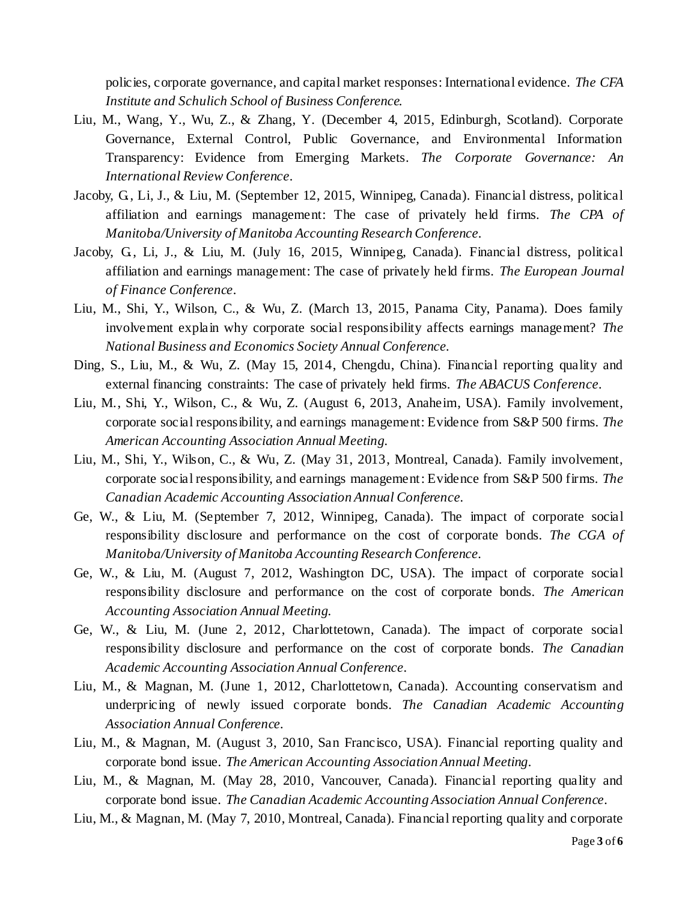policies, corporate governance, and capital market responses: International evidence. *The CFA Institute and Schulich School of Business Conference.*

Liu, M., Wang, Y., Wu, Z., & Zhang, Y. (December 4, 2015, Edinburgh, Scotland). Corporate Governance, External Control, Public Governance, and Environmental Information Transparency: Evidence from Emerging Markets. *The Corporate Governance: An International Review Conference*.

Jacoby, G., Li, J., & Liu, M. (September 12, 2015, Winnipeg, Canada). Financial distress, political affiliation and earnings management: The case of privately held firms. *The CPA of Manitoba/University of Manitoba Accounting Research Conference*.

Jacoby, G., Li, J., & Liu, M. (July 16, 2015, Winnipeg, Canada). Financial distress, political affiliation and earnings management: The case of privately held firms. *The European Journal of Finance Conference*.

Liu, M., Shi, Y., Wilson, C., & Wu, Z. (March 13, 2015, Panama City, Panama). Does family involvement explain why corporate social responsibility affects earnings management? *The National Business and Economics Society Annual Conference.*

Ding, S., Liu, M., & Wu, Z. (May 15, 2014, Chengdu, China). Financial reporting quality and external financing constraints: The case of privately held firms. *The ABACUS Conference*.

Liu, M., Shi, Y., Wilson, C., & Wu, Z. (August 6, 2013, Anaheim, USA). Family involvement, corporate social responsibility, and earnings management: Evidence from S&P 500 firms. *The American Accounting Association Annual Meeting.*

Liu, M., Shi, Y., Wilson, C., & Wu, Z. (May 31, 2013, Montreal, Canada). Family involvement, corporate social responsibility, and earnings management: Evidence from S&P 500 firms. *The Canadian Academic Accounting Association Annual Conference.*

Ge, W., & Liu, M. (September 7, 2012, Winnipeg, Canada). The impact of corporate social responsibility disclosure and performance on the cost of corporate bonds. *The CGA of Manitoba/University of Manitoba Accounting Research Conference*.

Ge, W., & Liu, M. (August 7, 2012, Washington DC, USA). The impact of corporate social responsibility disclosure and performance on the cost of corporate bonds. *The American Accounting Association Annual Meeting.*

Ge, W., & Liu, M. (June 2, 2012, Charlottetown, Canada). The impact of corporate social responsibility disclosure and performance on the cost of corporate bonds. *The Canadian Academic Accounting Association Annual Conference*.

Liu, M., & Magnan, M. (June 1, 2012, Charlottetown, Canada). Accounting conservatism and underpricing of newly issued corporate bonds. *The Canadian Academic Accounting Association Annual Conference.*

Liu, M., & Magnan, M. (August 3, 2010, San Francisco, USA). Financial reporting quality and corporate bond issue. *The American Accounting Association Annual Meeting*.

Liu, M., & Magnan, M. (May 28, 2010, Vancouver, Canada). Financial reporting quality and corporate bond issue. *The Canadian Academic Accounting Association Annual Conference*.

Liu, M., & Magnan, M. (May 7, 2010, Montreal, Canada). Financial reporting quality and corporate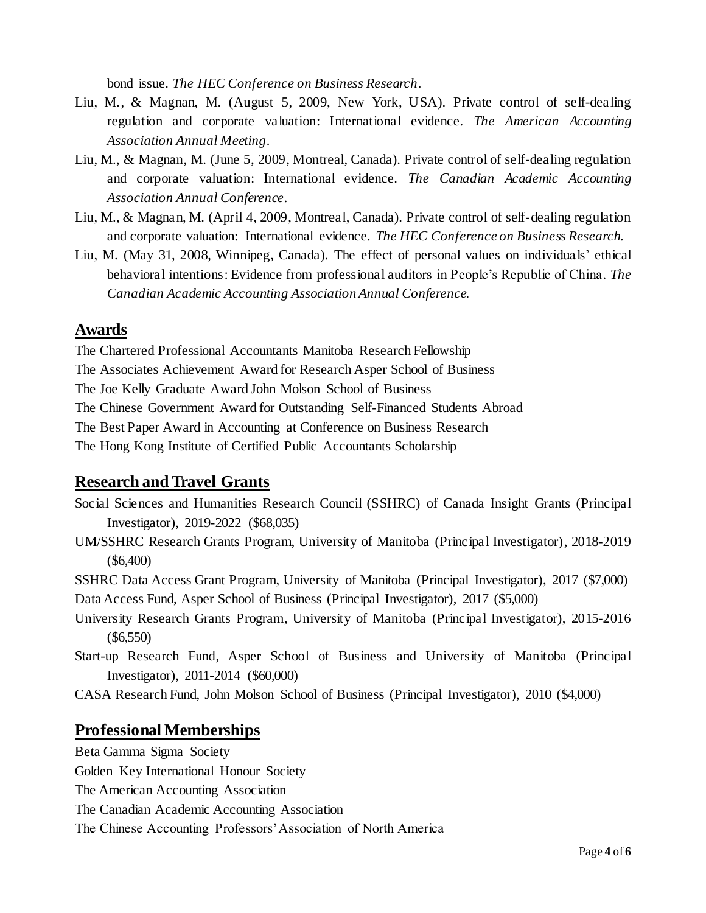bond issue. *The HEC Conference on Business Research*.

Liu, M., & Magnan, M. (August 5, 2009, New York, USA). Private control of self-dealing regulation and corporate valuation: International evidence. *The American Accounting Association Annual Meeting*.

Liu, M., & Magnan, M. (June 5, 2009, Montreal, Canada). Private control of self-dealing regulation and corporate valuation: International evidence. *The Canadian Academic Accounting Association Annual Conference*.

Liu, M., & Magnan, M. (April 4, 2009, Montreal, Canada). Private control of self-dealing regulation and corporate valuation: International evidence. *The HEC Conference on Business Research.*

Liu, M. (May 31, 2008, Winnipeg, Canada). The effect of personal values on individuals' ethical behavioral intentions: Evidence from professional auditors in People's Republic of China. *The Canadian Academic Accounting Association Annual Conference.*

## Awards

The Chartered Professional Accountants Manitoba Research Fellowship

The Associates Achievement Award for Research Asper School of Business

The Joe Kelly Graduate Award John Molson School of Business

The Chinese Government Award for Outstanding Self-Financed Students Abroad

The Best Paper Award in Accounting at Conference on Business Research

The Hong Kong Institute of Certified Public Accountants Scholarship

## Research and Travel Grants

Social Sciences and Humanities Research Council (SSHRC) of Canada Insight Grants (Principal Investigator), 2019-2022 ($68,035)

UM/SSHRC Research Grants Program, University of Manitoba (Principal Investigator), 2018-2019 ($6,400)

SSHRC Data Access Grant Program, University of Manitoba (Principal Investigator), 2017 ($7,000)

Data Access Fund, Asper School of Business (Principal Investigator), 2017 ($5,000)

University Research Grants Program, University of Manitoba (Principal Investigator), 2015-2016 ($6,550)

Start-up Research Fund, Asper School of Business and University of Manitoba (Principal Investigator), 2011-2014 ($60,000)

CASA Research Fund, John Molson School of Business (Principal Investigator), 2010 ($4,000)

## Professional Memberships

Beta Gamma Sigma Society

Golden Key International Honour Society

The American Accounting Association

The Canadian Academic Accounting Association

The Chinese Accounting Professors' Association of North America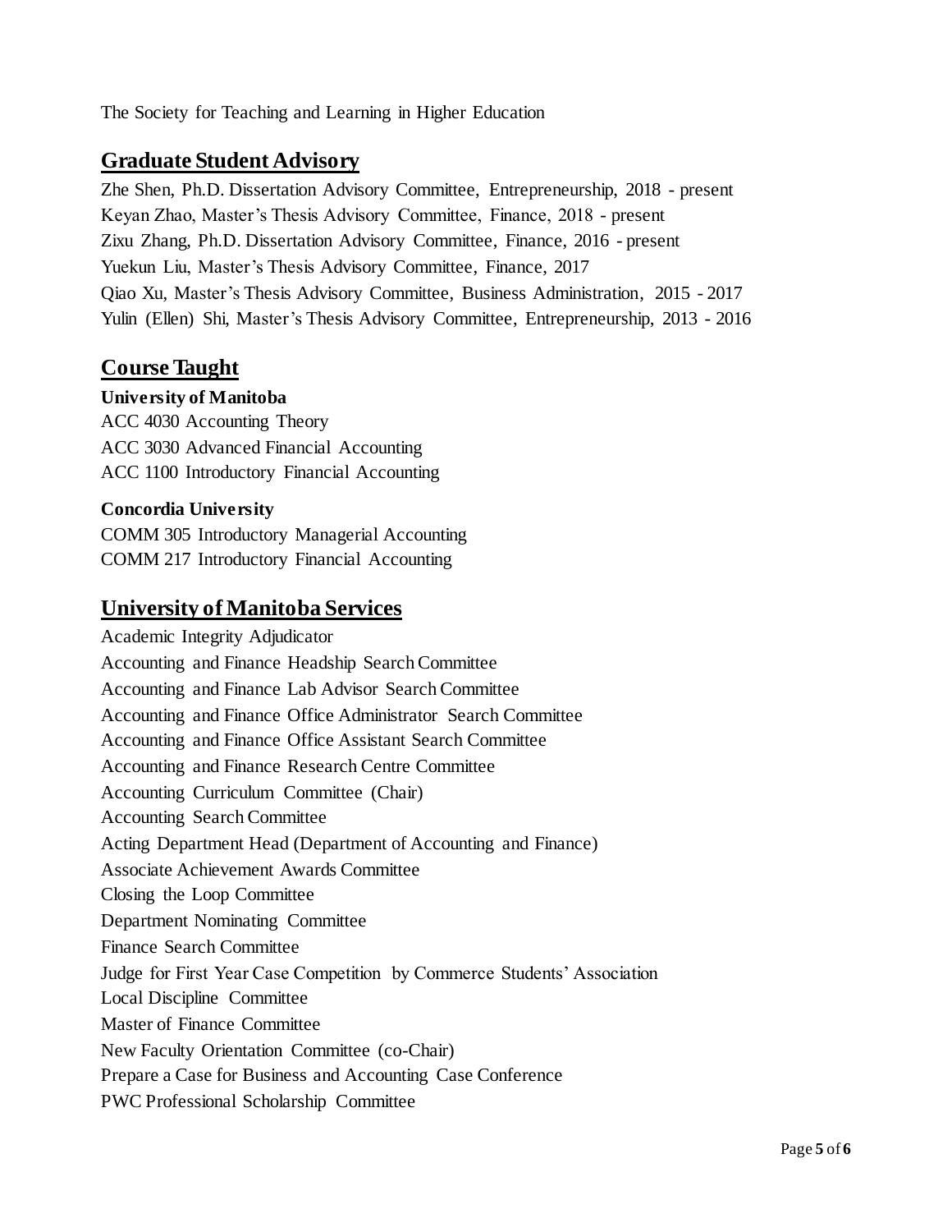The Society for Teaching and Learning in Higher Education

## Graduate Student Advisory

Zhe Shen, Ph.D. Dissertation Advisory Committee, Entrepreneurship, 2018 - present
Keyan Zhao, Master's Thesis Advisory Committee, Finance, 2018 - present
Zixu Zhang, Ph.D. Dissertation Advisory Committee, Finance, 2016 - present
Yuekun Liu, Master's Thesis Advisory Committee, Finance, 2017
Qiao Xu, Master's Thesis Advisory Committee, Business Administration, 2015 - 2017
Yulin (Ellen) Shi, Master's Thesis Advisory Committee, Entrepreneurship, 2013 - 2016

## Course Taught

**University of Manitoba**
ACC 4030 Accounting Theory
ACC 3030 Advanced Financial Accounting
ACC 1100 Introductory Financial Accounting

**Concordia University**
COMM 305 Introductory Managerial Accounting
COMM 217 Introductory Financial Accounting

## University of Manitoba Services

Academic Integrity Adjudicator
Accounting and Finance Headship Search Committee
Accounting and Finance Lab Advisor Search Committee
Accounting and Finance Office Administrator Search Committee
Accounting and Finance Office Assistant Search Committee
Accounting and Finance Research Centre Committee
Accounting Curriculum Committee (Chair)
Accounting Search Committee
Acting Department Head (Department of Accounting and Finance)
Associate Achievement Awards Committee
Closing the Loop Committee
Department Nominating Committee
Finance Search Committee
Judge for First Year Case Competition by Commerce Students' Association
Local Discipline Committee
Master of Finance Committee
New Faculty Orientation Committee (co-Chair)
Prepare a Case for Business and Accounting Case Conference
PWC Professional Scholarship Committee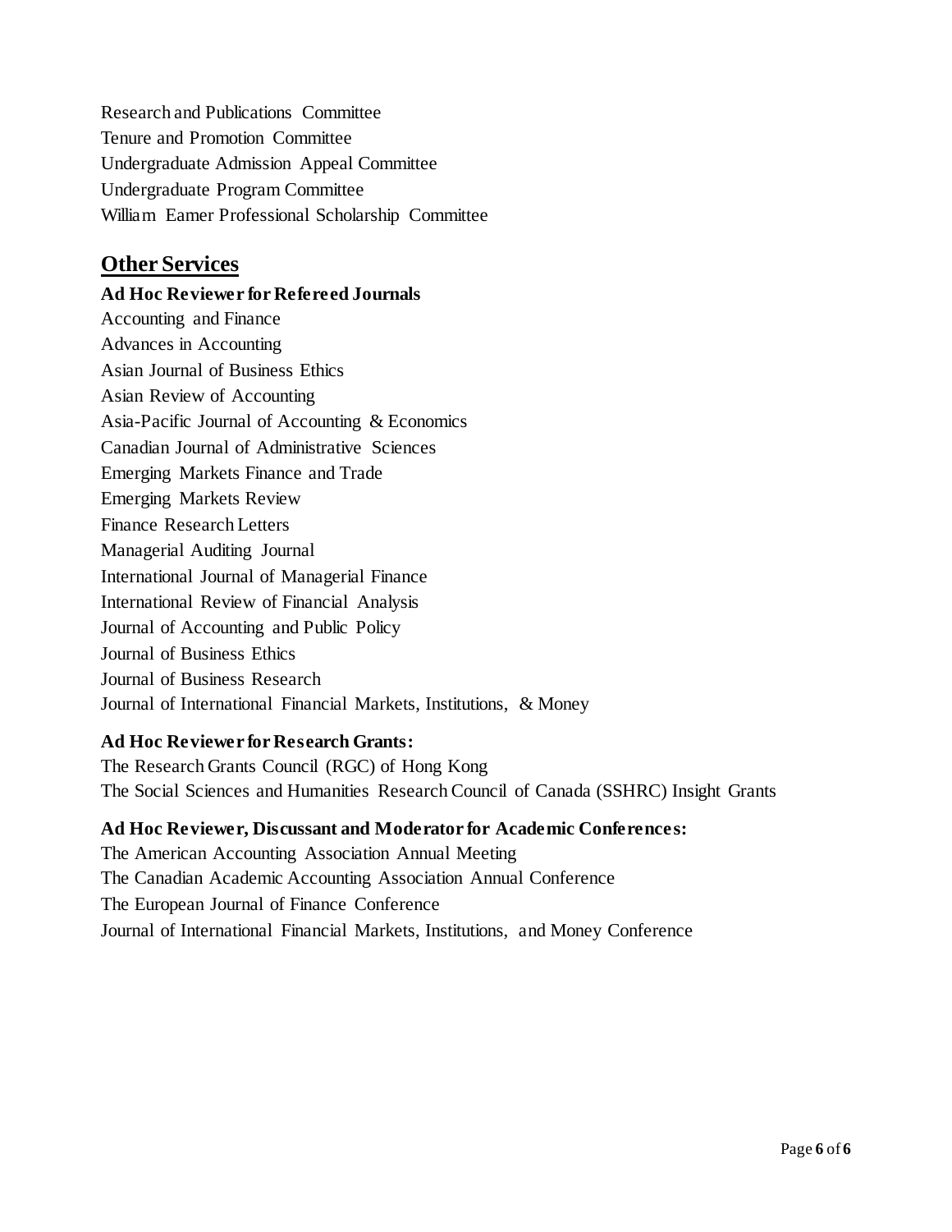Research and Publications Committee
Tenure and Promotion Committee
Undergraduate Admission Appeal Committee
Undergraduate Program Committee
William Eamer Professional Scholarship Committee

## Other Services

**Ad Hoc Reviewer for Refereed Journals**

Accounting and Finance
Advances in Accounting
Asian Journal of Business Ethics
Asian Review of Accounting
Asia-Pacific Journal of Accounting & Economics
Canadian Journal of Administrative Sciences
Emerging Markets Finance and Trade
Emerging Markets Review
Finance Research Letters
Managerial Auditing Journal
International Journal of Managerial Finance
International Review of Financial Analysis
Journal of Accounting and Public Policy
Journal of Business Ethics
Journal of Business Research
Journal of International Financial Markets, Institutions, & Money

**Ad Hoc Reviewer for Research Grants:**

The Research Grants Council (RGC) of Hong Kong
The Social Sciences and Humanities Research Council of Canada (SSHRC) Insight Grants

**Ad Hoc Reviewer, Discussant and Moderator for Academic Conferences:**

The American Accounting Association Annual Meeting
The Canadian Academic Accounting Association Annual Conference
The European Journal of Finance Conference
Journal of International Financial Markets, Institutions, and Money Conference